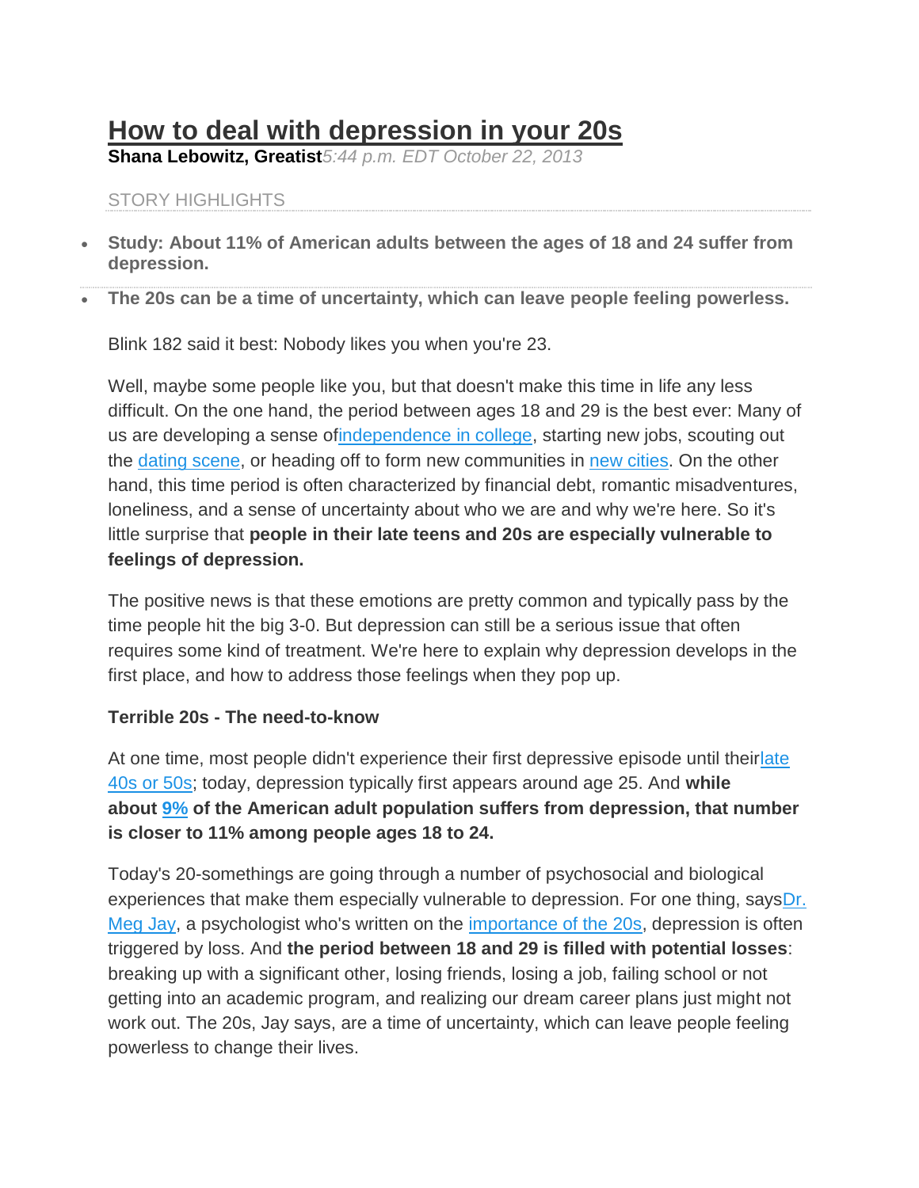# How to deal with depression in your 20s

**Shana Lebowitz, Greatist** *5:44 p.m. EDT October 22, 2013*

STORY HIGHLIGHTS

- **Study: About 11% of American adults between the ages of 18 and 24 suffer from depression.**
- **The 20s can be a time of uncertainty, which can leave people feeling powerless.**

Blink 182 said it best: Nobody likes you when you're 23.

Well, maybe some people like you, but that doesn't make this time in life any less difficult. On the one hand, the period between ages 18 and 29 is the best ever: Many of us are developing a sense ofindependence in college, starting new jobs, scouting out the dating scene, or heading off to form new communities in new cities. On the other hand, this time period is often characterized by financial debt, romantic misadventures, loneliness, and a sense of uncertainty about who we are and why we're here. So it's little surprise that **people in their late teens and 20s are especially vulnerable to feelings of depression.**

The positive news is that these emotions are pretty common and typically pass by the time people hit the big 3-0. But depression can still be a serious issue that often requires some kind of treatment. We're here to explain why depression develops in the first place, and how to address those feelings when they pop up.

**Terrible 20s - The need-to-know**

At one time, most people didn't experience their first depressive episode until theirlate 40s or 50s; today, depression typically first appears around age 25. And **while about 9% of the American adult population suffers from depression, that number is closer to 11% among people ages 18 to 24.**

Today's 20-somethings are going through a number of psychosocial and biological experiences that make them especially vulnerable to depression. For one thing, saysDr. Meg Jay, a psychologist who's written on the importance of the 20s, depression is often triggered by loss. And **the period between 18 and 29 is filled with potential losses**: breaking up with a significant other, losing friends, losing a job, failing school or not getting into an academic program, and realizing our dream career plans just might not work out. The 20s, Jay says, are a time of uncertainty, which can leave people feeling powerless to change their lives.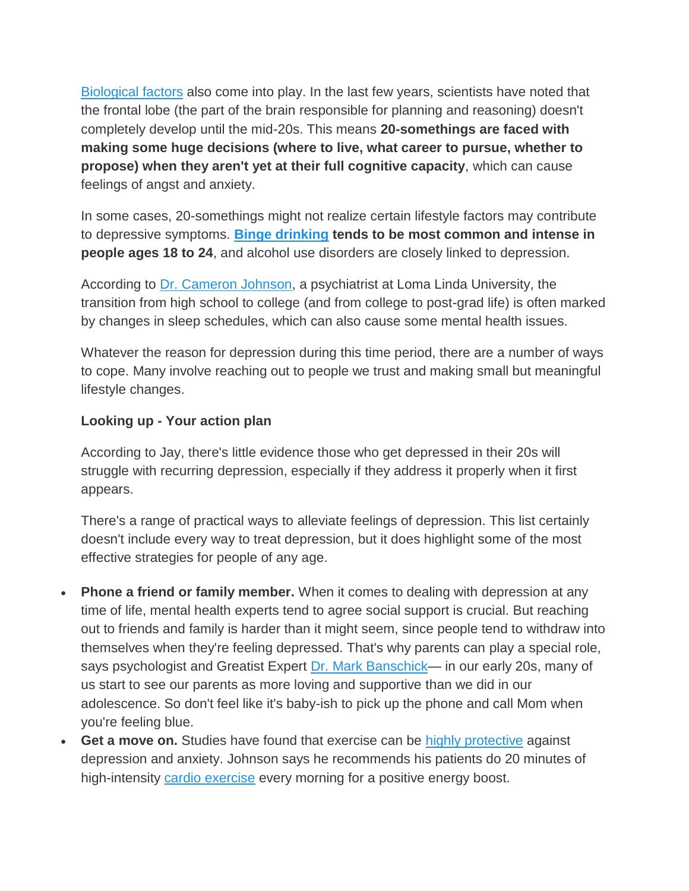Biological factors also come into play. In the last few years, scientists have noted that the frontal lobe (the part of the brain responsible for planning and reasoning) doesn't completely develop until the mid-20s. This means **20-somethings are faced with making some huge decisions (where to live, what career to pursue, whether to propose) when they aren't yet at their full cognitive capacity**, which can cause feelings of angst and anxiety.

In some cases, 20-somethings might not realize certain lifestyle factors may contribute to depressive symptoms. **Binge drinking tends to be most common and intense in people ages 18 to 24**, and alcohol use disorders are closely linked to depression.

According to Dr. Cameron Johnson, a psychiatrist at Loma Linda University, the transition from high school to college (and from college to post-grad life) is often marked by changes in sleep schedules, which can also cause some mental health issues.

Whatever the reason for depression during this time period, there are a number of ways to cope. Many involve reaching out to people we trust and making small but meaningful lifestyle changes.

**Looking up - Your action plan**

According to Jay, there's little evidence those who get depressed in their 20s will struggle with recurring depression, especially if they address it properly when it first appears.

There's a range of practical ways to alleviate feelings of depression. This list certainly doesn't include every way to treat depression, but it does highlight some of the most effective strategies for people of any age.

- **Phone a friend or family member.** When it comes to dealing with depression at any time of life, mental health experts tend to agree social support is crucial. But reaching out to friends and family is harder than it might seem, since people tend to withdraw into themselves when they're feeling depressed. That's why parents can play a special role, says psychologist and Greatist Expert Dr. Mark Banschick— in our early 20s, many of us start to see our parents as more loving and supportive than we did in our adolescence. So don't feel like it's baby-ish to pick up the phone and call Mom when you're feeling blue.
- **Get a move on.** Studies have found that exercise can be highly protective against depression and anxiety. Johnson says he recommends his patients do 20 minutes of high-intensity cardio exercise every morning for a positive energy boost.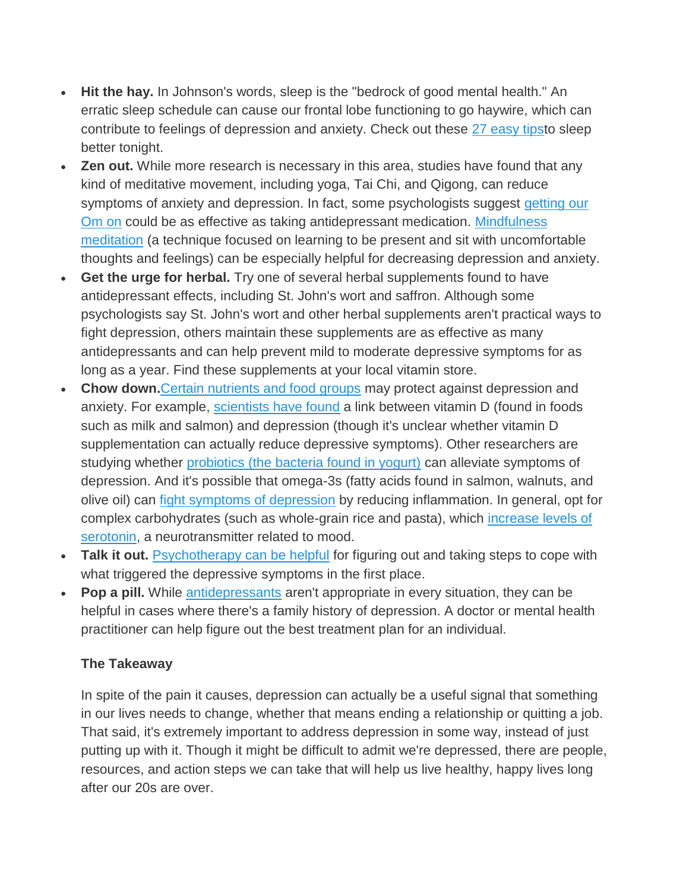- **Hit the hay.** In Johnson's words, sleep is the "bedrock of good mental health." An erratic sleep schedule can cause our frontal lobe functioning to go haywire, which can contribute to feelings of depression and anxiety. Check out these [27 easy tips]to sleep better tonight.
- **Zen out.** While more research is necessary in this area, studies have found that any kind of meditative movement, including yoga, Tai Chi, and Qigong, can reduce symptoms of anxiety and depression. In fact, some psychologists suggest [getting our Om on] could be as effective as taking antidepressant medication. [Mindfulness meditation] (a technique focused on learning to be present and sit with uncomfortable thoughts and feelings) can be especially helpful for decreasing depression and anxiety.
- **Get the urge for herbal.** Try one of several herbal supplements found to have antidepressant effects, including St. John's wort and saffron. Although some psychologists say St. John's wort and other herbal supplements aren't practical ways to fight depression, others maintain these supplements are as effective as many antidepressants and can help prevent mild to moderate depressive symptoms for as long as a year. Find these supplements at your local vitamin store.
- **Chow down.**[Certain nutrients and food groups] may protect against depression and anxiety. For example, [scientists have found] a link between vitamin D (found in foods such as milk and salmon) and depression (though it's unclear whether vitamin D supplementation can actually reduce depressive symptoms). Other researchers are studying whether [probiotics (the bacteria found in yogurt)] can alleviate symptoms of depression. And it's possible that omega-3s (fatty acids found in salmon, walnuts, and olive oil) can [fight symptoms of depression] by reducing inflammation. In general, opt for complex carbohydrates (such as whole-grain rice and pasta), which [increase levels of serotonin], a neurotransmitter related to mood.
- **Talk it out.** [Psychotherapy can be helpful] for figuring out and taking steps to cope with what triggered the depressive symptoms in the first place.
- **Pop a pill.** While [antidepressants] aren't appropriate in every situation, they can be helpful in cases where there's a family history of depression. A doctor or mental health practitioner can help figure out the best treatment plan for an individual.

**The Takeaway**

In spite of the pain it causes, depression can actually be a useful signal that something in our lives needs to change, whether that means ending a relationship or quitting a job. That said, it's extremely important to address depression in some way, instead of just putting up with it. Though it might be difficult to admit we're depressed, there are people, resources, and action steps we can take that will help us live healthy, happy lives long after our 20s are over.